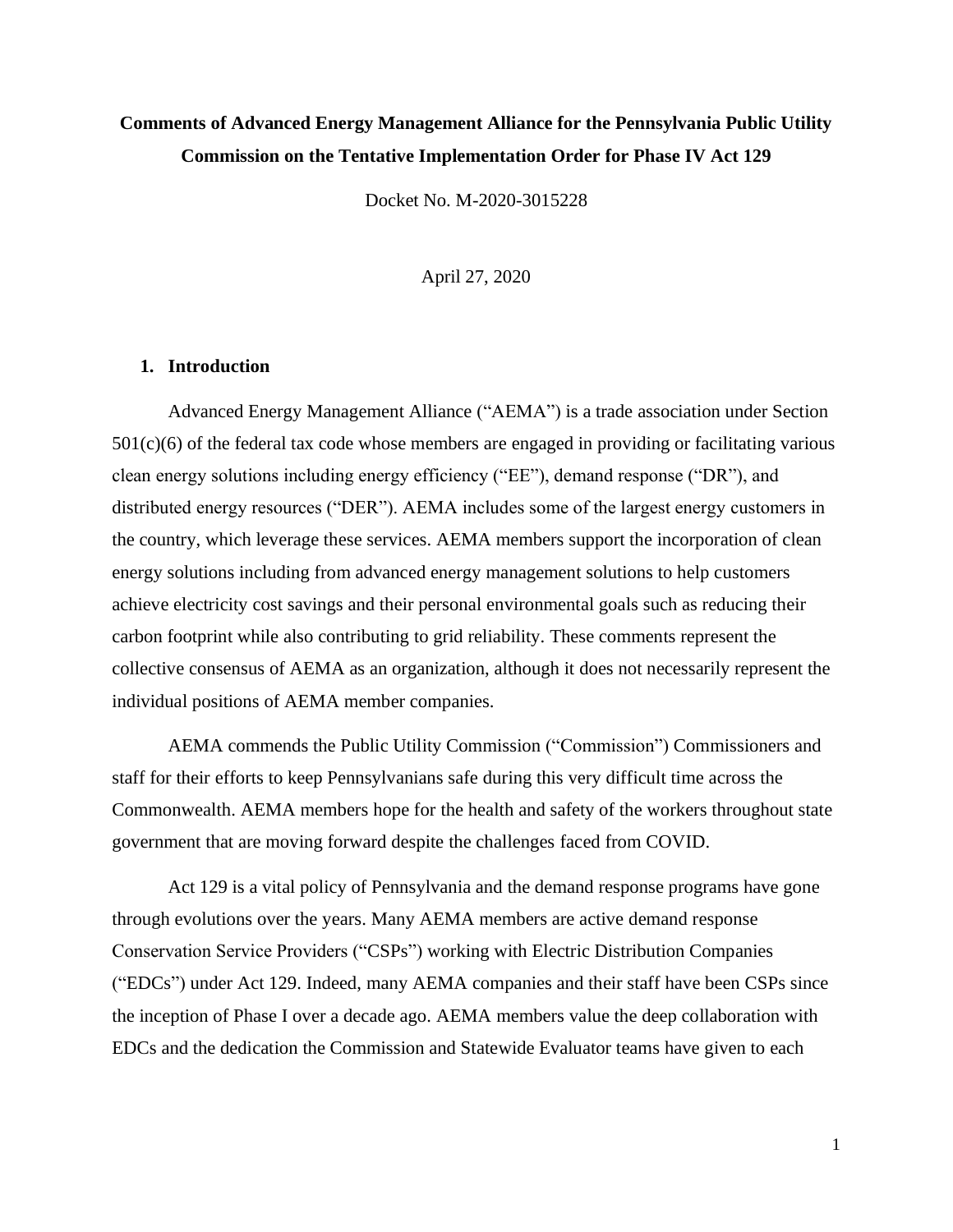# Comments of Advanced Energy Management Alliance for the Pennsylvania Public Utility Commission on the Tentative Implementation Order for Phase IV Act 129

Docket No. M-2020-3015228

April 27, 2020

## 1. Introduction

Advanced Energy Management Alliance ("AEMA") is a trade association under Section 501(c)(6) of the federal tax code whose members are engaged in providing or facilitating various clean energy solutions including energy efficiency ("EE"), demand response ("DR"), and distributed energy resources ("DER"). AEMA includes some of the largest energy customers in the country, which leverage these services. AEMA members support the incorporation of clean energy solutions including from advanced energy management solutions to help customers achieve electricity cost savings and their personal environmental goals such as reducing their carbon footprint while also contributing to grid reliability. These comments represent the collective consensus of AEMA as an organization, although it does not necessarily represent the individual positions of AEMA member companies.

AEMA commends the Public Utility Commission ("Commission") Commissioners and staff for their efforts to keep Pennsylvanians safe during this very difficult time across the Commonwealth. AEMA members hope for the health and safety of the workers throughout state government that are moving forward despite the challenges faced from COVID.

Act 129 is a vital policy of Pennsylvania and the demand response programs have gone through evolutions over the years. Many AEMA members are active demand response Conservation Service Providers ("CSPs") working with Electric Distribution Companies ("EDCs") under Act 129. Indeed, many AEMA companies and their staff have been CSPs since the inception of Phase I over a decade ago. AEMA members value the deep collaboration with EDCs and the dedication the Commission and Statewide Evaluator teams have given to each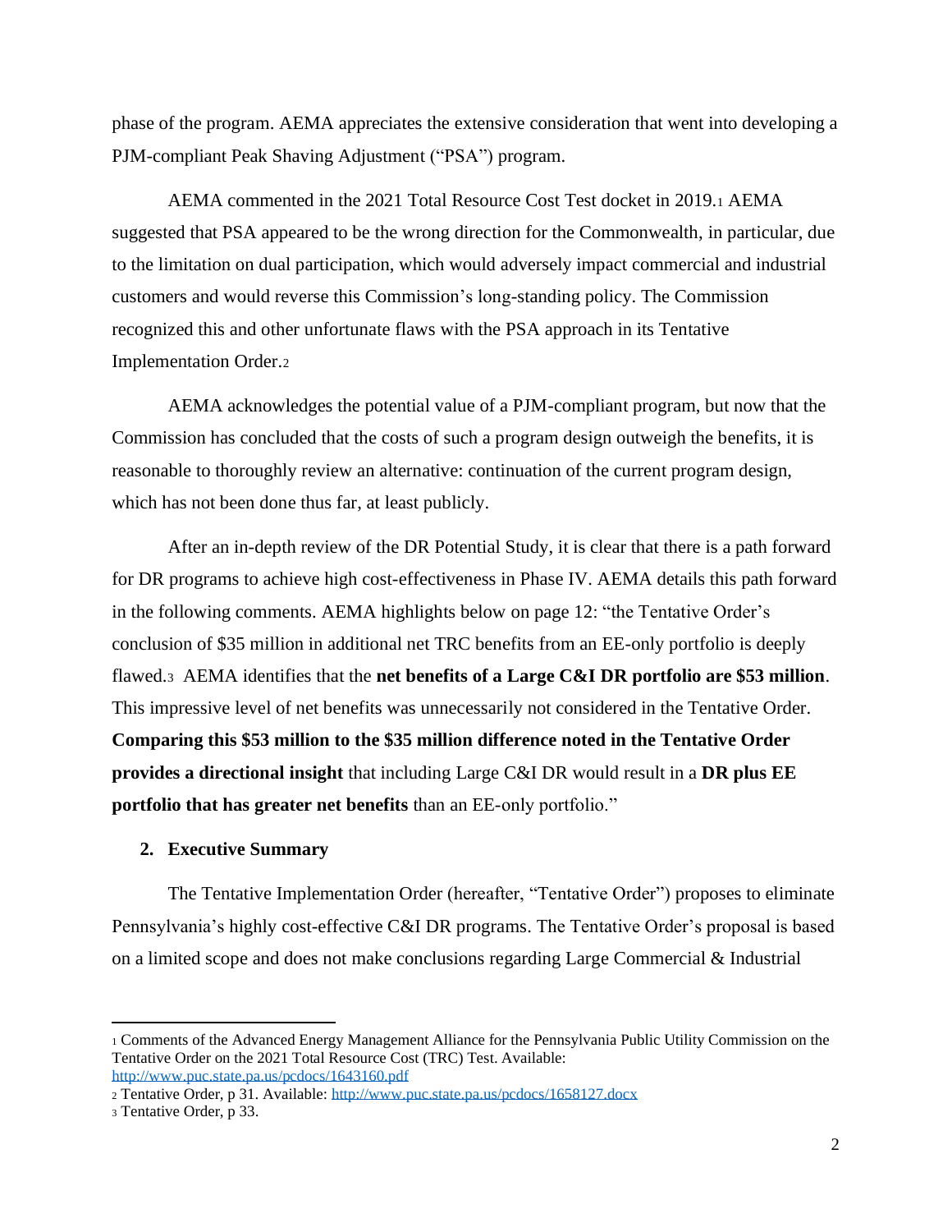phase of the program. AEMA appreciates the extensive consideration that went into developing a PJM-compliant Peak Shaving Adjustment ("PSA") program.

AEMA commented in the 2021 Total Resource Cost Test docket in 2019.[1] AEMA suggested that PSA appeared to be the wrong direction for the Commonwealth, in particular, due to the limitation on dual participation, which would adversely impact commercial and industrial customers and would reverse this Commission's long-standing policy. The Commission recognized this and other unfortunate flaws with the PSA approach in its Tentative Implementation Order.[2]

AEMA acknowledges the potential value of a PJM-compliant program, but now that the Commission has concluded that the costs of such a program design outweigh the benefits, it is reasonable to thoroughly review an alternative: continuation of the current program design, which has not been done thus far, at least publicly.

After an in-depth review of the DR Potential Study, it is clear that there is a path forward for DR programs to achieve high cost-effectiveness in Phase IV. AEMA details this path forward in the following comments. AEMA highlights below on page 12: "the Tentative Order's conclusion of $35 million in additional net TRC benefits from an EE-only portfolio is deeply flawed.[3] AEMA identifies that the **net benefits of a Large C&I DR portfolio are $53 million**. This impressive level of net benefits was unnecessarily not considered in the Tentative Order. **Comparing this $53 million to the $35 million difference noted in the Tentative Order provides a directional insight** that including Large C&I DR would result in a **DR plus EE portfolio that has greater net benefits** than an EE-only portfolio."

## 2. Executive Summary

The Tentative Implementation Order (hereafter, "Tentative Order") proposes to eliminate Pennsylvania's highly cost-effective C&I DR programs. The Tentative Order's proposal is based on a limited scope and does not make conclusions regarding Large Commercial & Industrial

---

[1] Comments of the Advanced Energy Management Alliance for the Pennsylvania Public Utility Commission on the Tentative Order on the 2021 Total Resource Cost (TRC) Test. Available: http://www.puc.state.pa.us/pcdocs/1643160.pdf

[2] Tentative Order, p 31. Available: http://www.puc.state.pa.us/pcdocs/1658127.docx

[3] Tentative Order, p 33.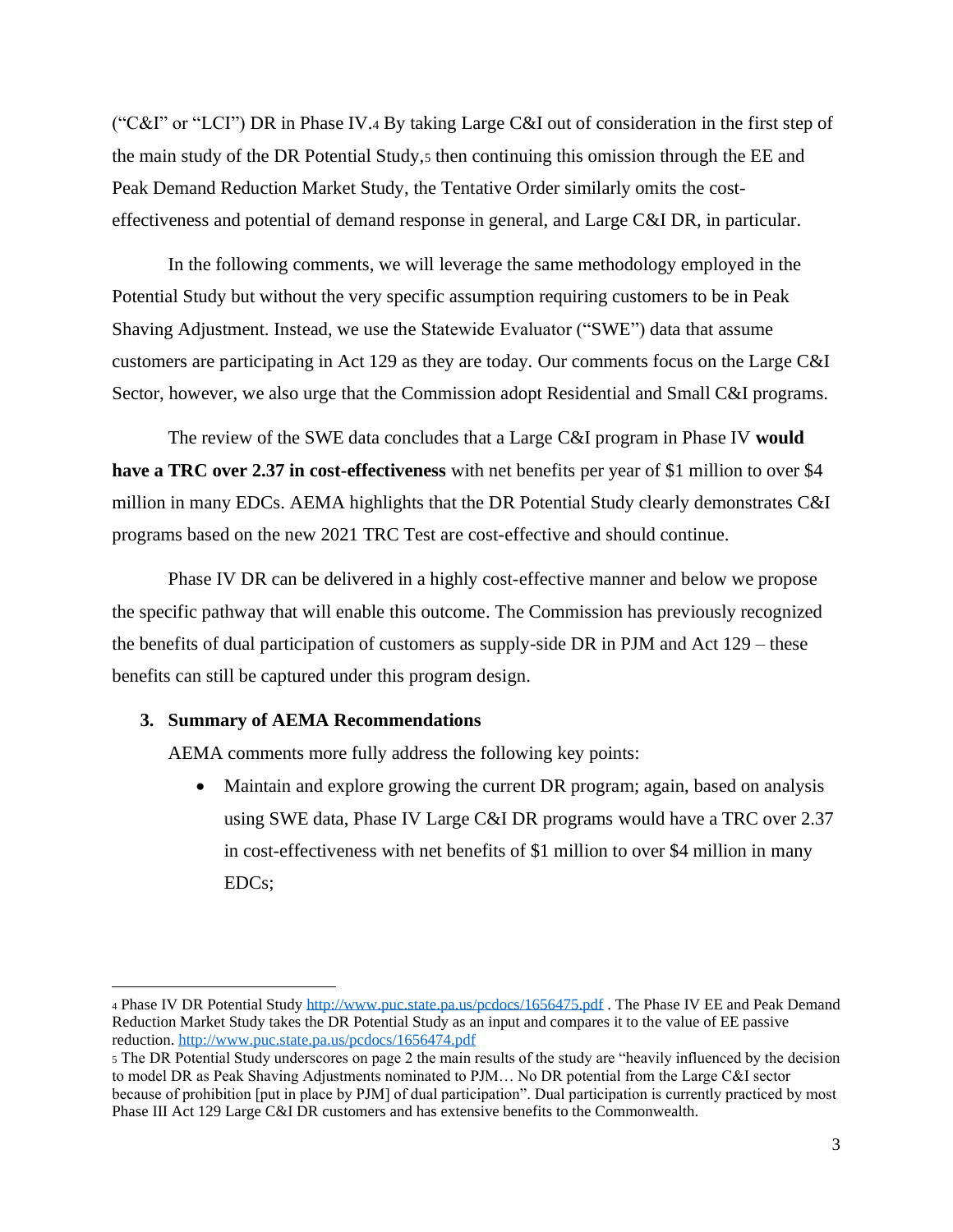("C&I" or "LCI") DR in Phase IV.[4] By taking Large C&I out of consideration in the first step of the main study of the DR Potential Study,[5] then continuing this omission through the EE and Peak Demand Reduction Market Study, the Tentative Order similarly omits the cost-effectiveness and potential of demand response in general, and Large C&I DR, in particular.

In the following comments, we will leverage the same methodology employed in the Potential Study but without the very specific assumption requiring customers to be in Peak Shaving Adjustment. Instead, we use the Statewide Evaluator ("SWE") data that assume customers are participating in Act 129 as they are today. Our comments focus on the Large C&I Sector, however, we also urge that the Commission adopt Residential and Small C&I programs.

The review of the SWE data concludes that a Large C&I program in Phase IV **would have a TRC over 2.37 in cost-effectiveness** with net benefits per year of $1 million to over $4 million in many EDCs. AEMA highlights that the DR Potential Study clearly demonstrates C&I programs based on the new 2021 TRC Test are cost-effective and should continue.

Phase IV DR can be delivered in a highly cost-effective manner and below we propose the specific pathway that will enable this outcome. The Commission has previously recognized the benefits of dual participation of customers as supply-side DR in PJM and Act 129 – these benefits can still be captured under this program design.

### 3. Summary of AEMA Recommendations

AEMA comments more fully address the following key points:

- Maintain and explore growing the current DR program; again, based on analysis using SWE data, Phase IV Large C&I DR programs would have a TRC over 2.37 in cost-effectiveness with net benefits of $1 million to over $4 million in many EDCs;

---

[4] Phase IV DR Potential Study http://www.puc.state.pa.us/pcdocs/1656475.pdf . The Phase IV EE and Peak Demand Reduction Market Study takes the DR Potential Study as an input and compares it to the value of EE passive reduction. http://www.puc.state.pa.us/pcdocs/1656474.pdf

[5] The DR Potential Study underscores on page 2 the main results of the study are "heavily influenced by the decision to model DR as Peak Shaving Adjustments nominated to PJM… No DR potential from the Large C&I sector because of prohibition [put in place by PJM] of dual participation". Dual participation is currently practiced by most Phase III Act 129 Large C&I DR customers and has extensive benefits to the Commonwealth.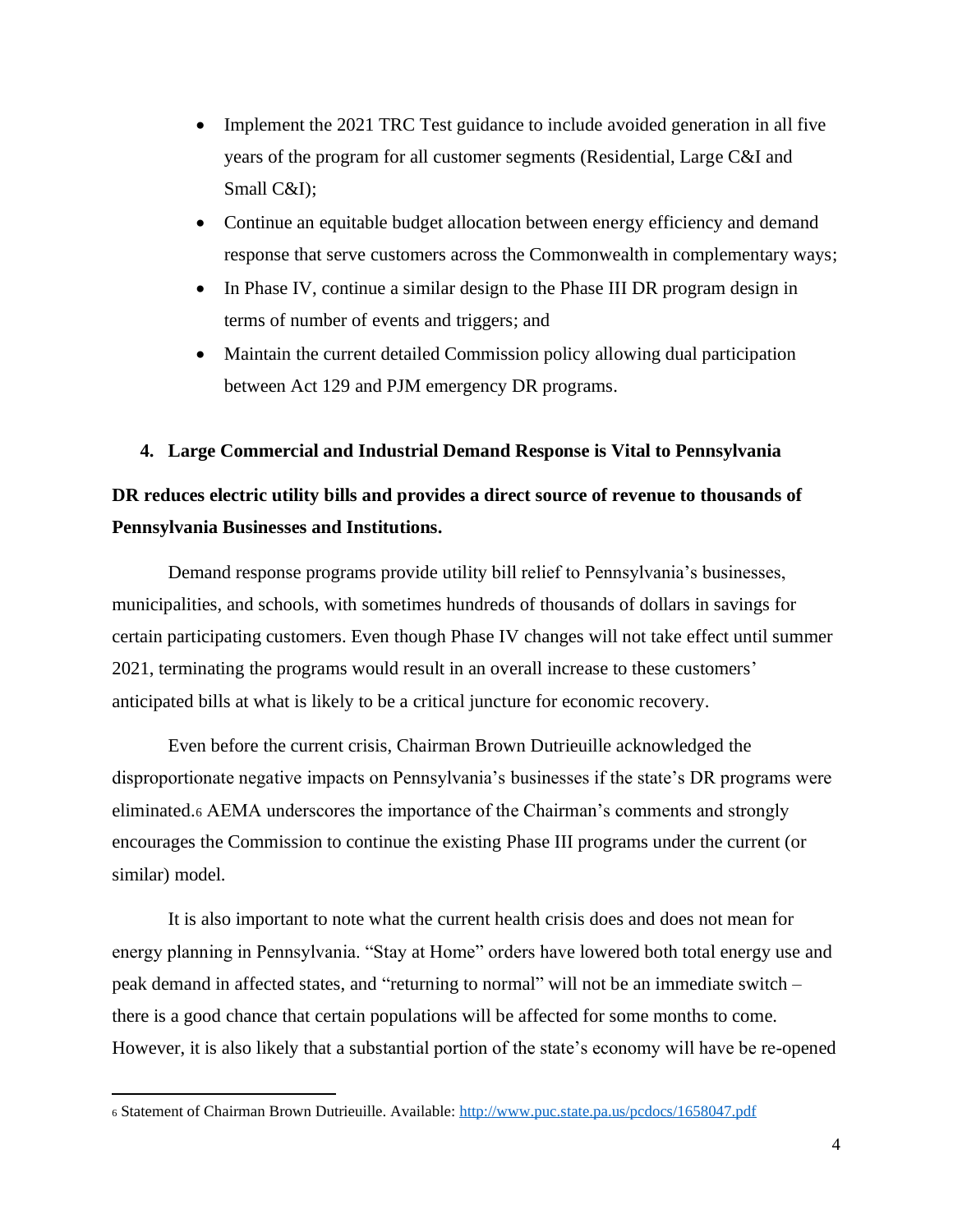- Implement the 2021 TRC Test guidance to include avoided generation in all five years of the program for all customer segments (Residential, Large C&I and Small C&I);
- Continue an equitable budget allocation between energy efficiency and demand response that serve customers across the Commonwealth in complementary ways;
- In Phase IV, continue a similar design to the Phase III DR program design in terms of number of events and triggers; and
- Maintain the current detailed Commission policy allowing dual participation between Act 129 and PJM emergency DR programs.

## 4. Large Commercial and Industrial Demand Response is Vital to Pennsylvania

**DR reduces electric utility bills and provides a direct source of revenue to thousands of Pennsylvania Businesses and Institutions.**

Demand response programs provide utility bill relief to Pennsylvania's businesses, municipalities, and schools, with sometimes hundreds of thousands of dollars in savings for certain participating customers. Even though Phase IV changes will not take effect until summer 2021, terminating the programs would result in an overall increase to these customers' anticipated bills at what is likely to be a critical juncture for economic recovery.

Even before the current crisis, Chairman Brown Dutrieuille acknowledged the disproportionate negative impacts on Pennsylvania's businesses if the state's DR programs were eliminated.[6] AEMA underscores the importance of the Chairman's comments and strongly encourages the Commission to continue the existing Phase III programs under the current (or similar) model.

It is also important to note what the current health crisis does and does not mean for energy planning in Pennsylvania. "Stay at Home" orders have lowered both total energy use and peak demand in affected states, and "returning to normal" will not be an immediate switch – there is a good chance that certain populations will be affected for some months to come. However, it is also likely that a substantial portion of the state's economy will have be re-opened

---

[6] Statement of Chairman Brown Dutrieuille. Available: http://www.puc.state.pa.us/pcdocs/1658047.pdf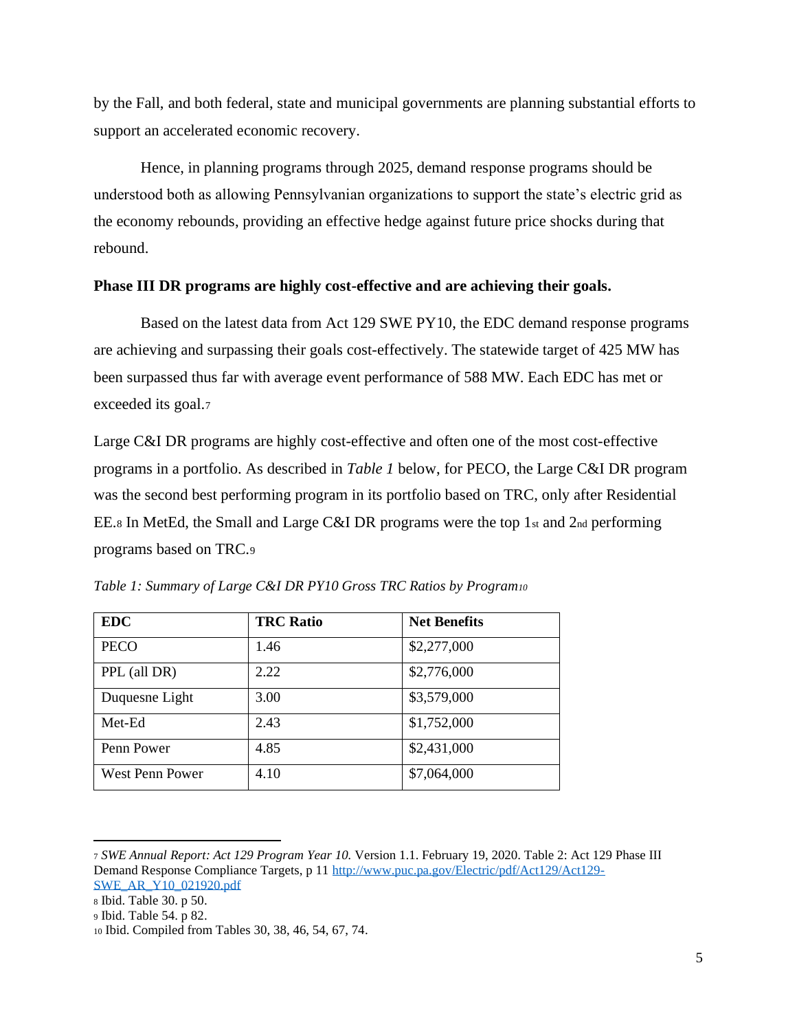by the Fall, and both federal, state and municipal governments are planning substantial efforts to support an accelerated economic recovery.

Hence, in planning programs through 2025, demand response programs should be understood both as allowing Pennsylvanian organizations to support the state's electric grid as the economy rebounds, providing an effective hedge against future price shocks during that rebound.

**Phase III DR programs are highly cost-effective and are achieving their goals.**

Based on the latest data from Act 129 SWE PY10, the EDC demand response programs are achieving and surpassing their goals cost-effectively. The statewide target of 425 MW has been surpassed thus far with average event performance of 588 MW. Each EDC has met or exceeded its goal.[7]

Large C&I DR programs are highly cost-effective and often one of the most cost-effective programs in a portfolio. As described in *Table 1* below, for PECO, the Large C&I DR program was the second best performing program in its portfolio based on TRC, only after Residential EE.[8] In MetEd, the Small and Large C&I DR programs were the top 1st and 2nd performing programs based on TRC.[9]

*Table 1: Summary of Large C&I DR PY10 Gross TRC Ratios by Program*[10]

| EDC | TRC Ratio | Net Benefits |
|---|---|---|
| PECO | 1.46 | $2,277,000 |
| PPL (all DR) | 2.22 | $2,776,000 |
| Duquesne Light | 3.00 | $3,579,000 |
| Met-Ed | 2.43 | $1,752,000 |
| Penn Power | 4.85 | $2,431,000 |
| West Penn Power | 4.10 | $7,064,000 |

---

[7] *SWE Annual Report: Act 129 Program Year 10.* Version 1.1. February 19, 2020. Table 2: Act 129 Phase III Demand Response Compliance Targets, p 11 http://www.puc.pa.gov/Electric/pdf/Act129/Act129-SWE_AR_Y10_021920.pdf

[8] Ibid. Table 30. p 50.

[9] Ibid. Table 54. p 82.

[10] Ibid. Compiled from Tables 30, 38, 46, 54, 67, 74.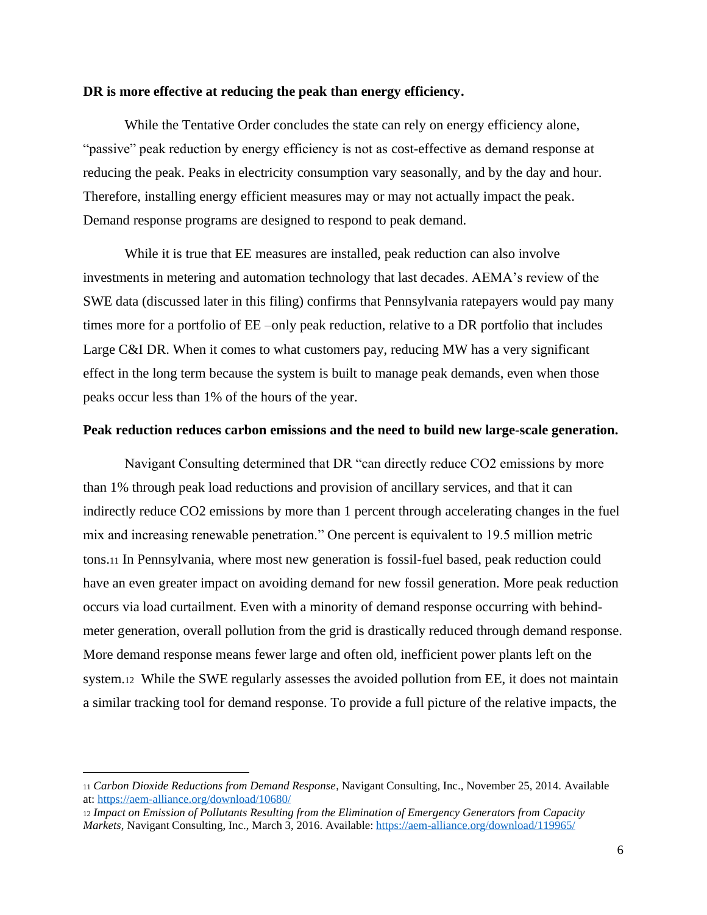**DR is more effective at reducing the peak than energy efficiency.**

While the Tentative Order concludes the state can rely on energy efficiency alone, "passive" peak reduction by energy efficiency is not as cost-effective as demand response at reducing the peak. Peaks in electricity consumption vary seasonally, and by the day and hour. Therefore, installing energy efficient measures may or may not actually impact the peak. Demand response programs are designed to respond to peak demand.

While it is true that EE measures are installed, peak reduction can also involve investments in metering and automation technology that last decades. AEMA's review of the SWE data (discussed later in this filing) confirms that Pennsylvania ratepayers would pay many times more for a portfolio of EE –only peak reduction, relative to a DR portfolio that includes Large C&I DR. When it comes to what customers pay, reducing MW has a very significant effect in the long term because the system is built to manage peak demands, even when those peaks occur less than 1% of the hours of the year.

**Peak reduction reduces carbon emissions and the need to build new large-scale generation.**

Navigant Consulting determined that DR "can directly reduce CO2 emissions by more than 1% through peak load reductions and provision of ancillary services, and that it can indirectly reduce CO2 emissions by more than 1 percent through accelerating changes in the fuel mix and increasing renewable penetration." One percent is equivalent to 19.5 million metric tons.[11] In Pennsylvania, where most new generation is fossil-fuel based, peak reduction could have an even greater impact on avoiding demand for new fossil generation. More peak reduction occurs via load curtailment. Even with a minority of demand response occurring with behind-meter generation, overall pollution from the grid is drastically reduced through demand response. More demand response means fewer large and often old, inefficient power plants left on the system.[12] While the SWE regularly assesses the avoided pollution from EE, it does not maintain a similar tracking tool for demand response. To provide a full picture of the relative impacts, the

---

[11] *Carbon Dioxide Reductions from Demand Response*, Navigant Consulting, Inc., November 25, 2014. Available at: https://aem-alliance.org/download/10680/

[12] *Impact on Emission of Pollutants Resulting from the Elimination of Emergency Generators from Capacity Markets*, Navigant Consulting, Inc., March 3, 2016. Available: https://aem-alliance.org/download/119965/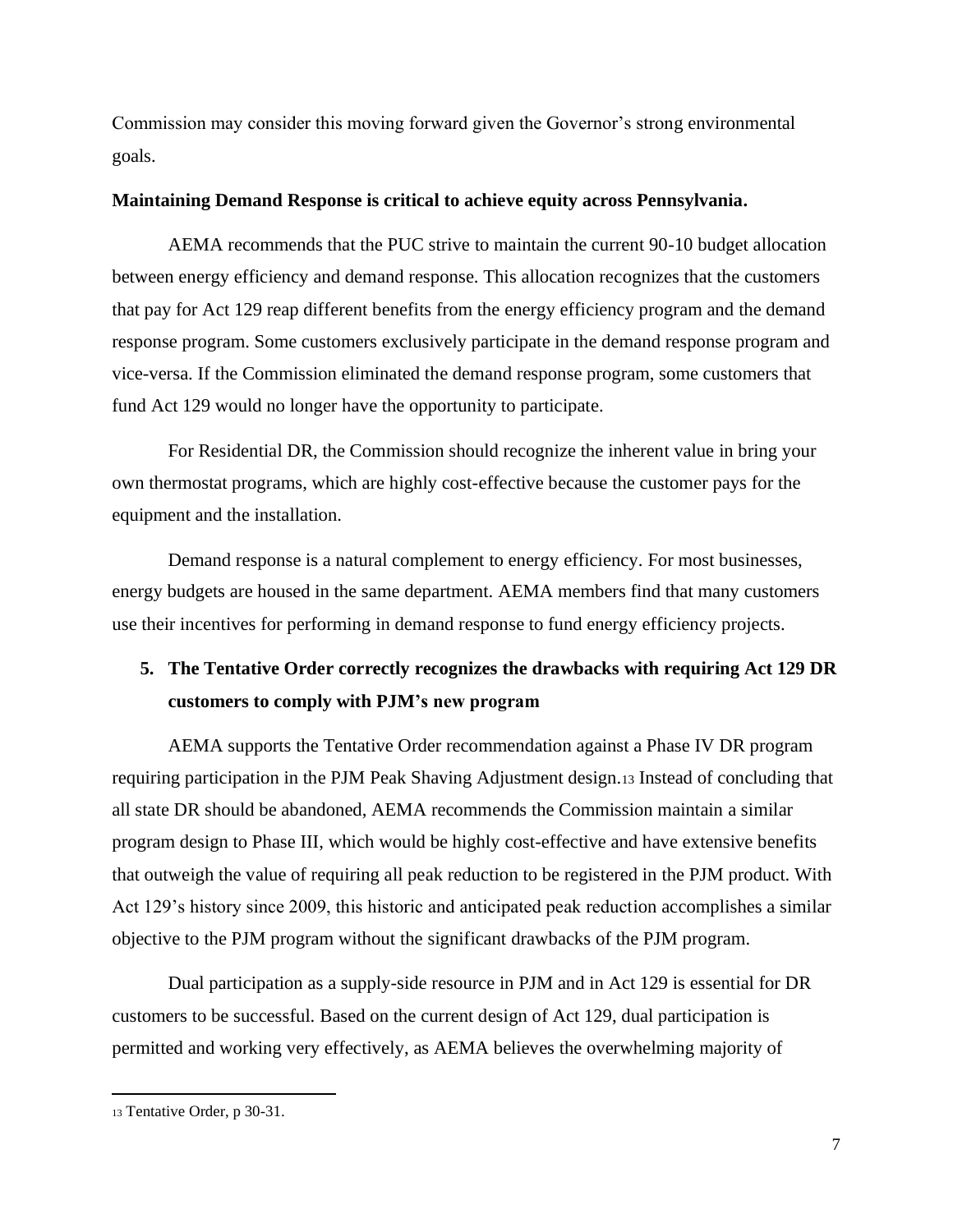Commission may consider this moving forward given the Governor's strong environmental goals.

**Maintaining Demand Response is critical to achieve equity across Pennsylvania.**

AEMA recommends that the PUC strive to maintain the current 90-10 budget allocation between energy efficiency and demand response. This allocation recognizes that the customers that pay for Act 129 reap different benefits from the energy efficiency program and the demand response program. Some customers exclusively participate in the demand response program and vice-versa. If the Commission eliminated the demand response program, some customers that fund Act 129 would no longer have the opportunity to participate.

For Residential DR, the Commission should recognize the inherent value in bring your own thermostat programs, which are highly cost-effective because the customer pays for the equipment and the installation.

Demand response is a natural complement to energy efficiency. For most businesses, energy budgets are housed in the same department. AEMA members find that many customers use their incentives for performing in demand response to fund energy efficiency projects.

## 5. The Tentative Order correctly recognizes the drawbacks with requiring Act 129 DR customers to comply with PJM's new program

AEMA supports the Tentative Order recommendation against a Phase IV DR program requiring participation in the PJM Peak Shaving Adjustment design.[13] Instead of concluding that all state DR should be abandoned, AEMA recommends the Commission maintain a similar program design to Phase III, which would be highly cost-effective and have extensive benefits that outweigh the value of requiring all peak reduction to be registered in the PJM product. With Act 129's history since 2009, this historic and anticipated peak reduction accomplishes a similar objective to the PJM program without the significant drawbacks of the PJM program.

Dual participation as a supply-side resource in PJM and in Act 129 is essential for DR customers to be successful. Based on the current design of Act 129, dual participation is permitted and working very effectively, as AEMA believes the overwhelming majority of

[13] Tentative Order, p 30-31.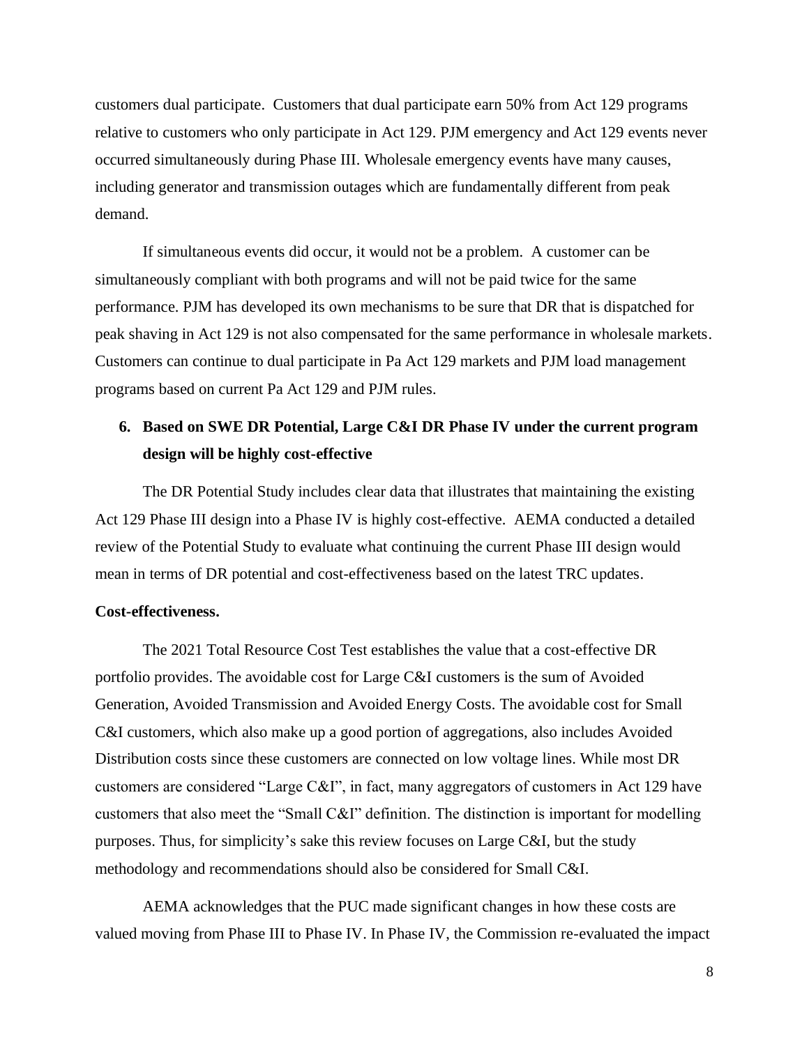customers dual participate. Customers that dual participate earn 50% from Act 129 programs relative to customers who only participate in Act 129. PJM emergency and Act 129 events never occurred simultaneously during Phase III. Wholesale emergency events have many causes, including generator and transmission outages which are fundamentally different from peak demand.

If simultaneous events did occur, it would not be a problem. A customer can be simultaneously compliant with both programs and will not be paid twice for the same performance. PJM has developed its own mechanisms to be sure that DR that is dispatched for peak shaving in Act 129 is not also compensated for the same performance in wholesale markets. Customers can continue to dual participate in Pa Act 129 markets and PJM load management programs based on current Pa Act 129 and PJM rules.

6. **Based on SWE DR Potential, Large C&I DR Phase IV under the current program design will be highly cost-effective**

The DR Potential Study includes clear data that illustrates that maintaining the existing Act 129 Phase III design into a Phase IV is highly cost-effective. AEMA conducted a detailed review of the Potential Study to evaluate what continuing the current Phase III design would mean in terms of DR potential and cost-effectiveness based on the latest TRC updates.

**Cost-effectiveness.**

The 2021 Total Resource Cost Test establishes the value that a cost-effective DR portfolio provides. The avoidable cost for Large C&I customers is the sum of Avoided Generation, Avoided Transmission and Avoided Energy Costs. The avoidable cost for Small C&I customers, which also make up a good portion of aggregations, also includes Avoided Distribution costs since these customers are connected on low voltage lines. While most DR customers are considered "Large C&I", in fact, many aggregators of customers in Act 129 have customers that also meet the "Small C&I" definition. The distinction is important for modelling purposes. Thus, for simplicity's sake this review focuses on Large C&I, but the study methodology and recommendations should also be considered for Small C&I.

AEMA acknowledges that the PUC made significant changes in how these costs are valued moving from Phase III to Phase IV. In Phase IV, the Commission re-evaluated the impact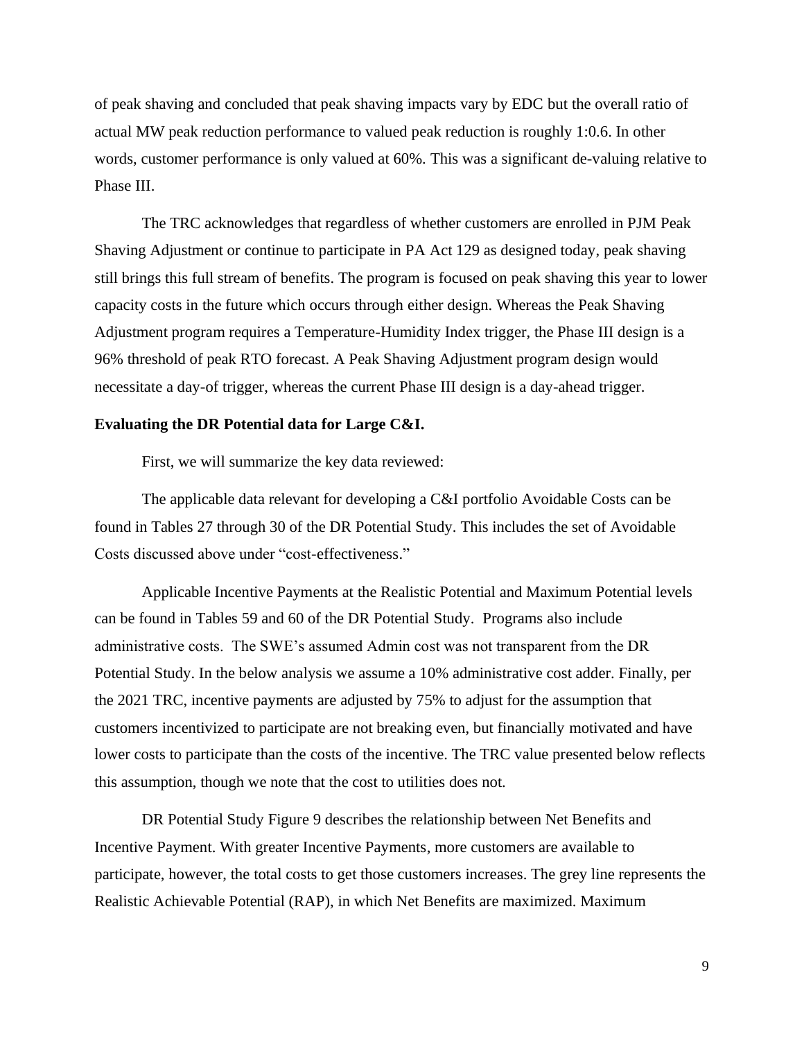of peak shaving and concluded that peak shaving impacts vary by EDC but the overall ratio of actual MW peak reduction performance to valued peak reduction is roughly 1:0.6. In other words, customer performance is only valued at 60%. This was a significant de-valuing relative to Phase III.

The TRC acknowledges that regardless of whether customers are enrolled in PJM Peak Shaving Adjustment or continue to participate in PA Act 129 as designed today, peak shaving still brings this full stream of benefits. The program is focused on peak shaving this year to lower capacity costs in the future which occurs through either design. Whereas the Peak Shaving Adjustment program requires a Temperature-Humidity Index trigger, the Phase III design is a 96% threshold of peak RTO forecast. A Peak Shaving Adjustment program design would necessitate a day-of trigger, whereas the current Phase III design is a day-ahead trigger.

**Evaluating the DR Potential data for Large C&I.**

First, we will summarize the key data reviewed:

The applicable data relevant for developing a C&I portfolio Avoidable Costs can be found in Tables 27 through 30 of the DR Potential Study. This includes the set of Avoidable Costs discussed above under "cost-effectiveness."

Applicable Incentive Payments at the Realistic Potential and Maximum Potential levels can be found in Tables 59 and 60 of the DR Potential Study. Programs also include administrative costs. The SWE's assumed Admin cost was not transparent from the DR Potential Study. In the below analysis we assume a 10% administrative cost adder. Finally, per the 2021 TRC, incentive payments are adjusted by 75% to adjust for the assumption that customers incentivized to participate are not breaking even, but financially motivated and have lower costs to participate than the costs of the incentive. The TRC value presented below reflects this assumption, though we note that the cost to utilities does not.

DR Potential Study Figure 9 describes the relationship between Net Benefits and Incentive Payment. With greater Incentive Payments, more customers are available to participate, however, the total costs to get those customers increases. The grey line represents the Realistic Achievable Potential (RAP), in which Net Benefits are maximized. Maximum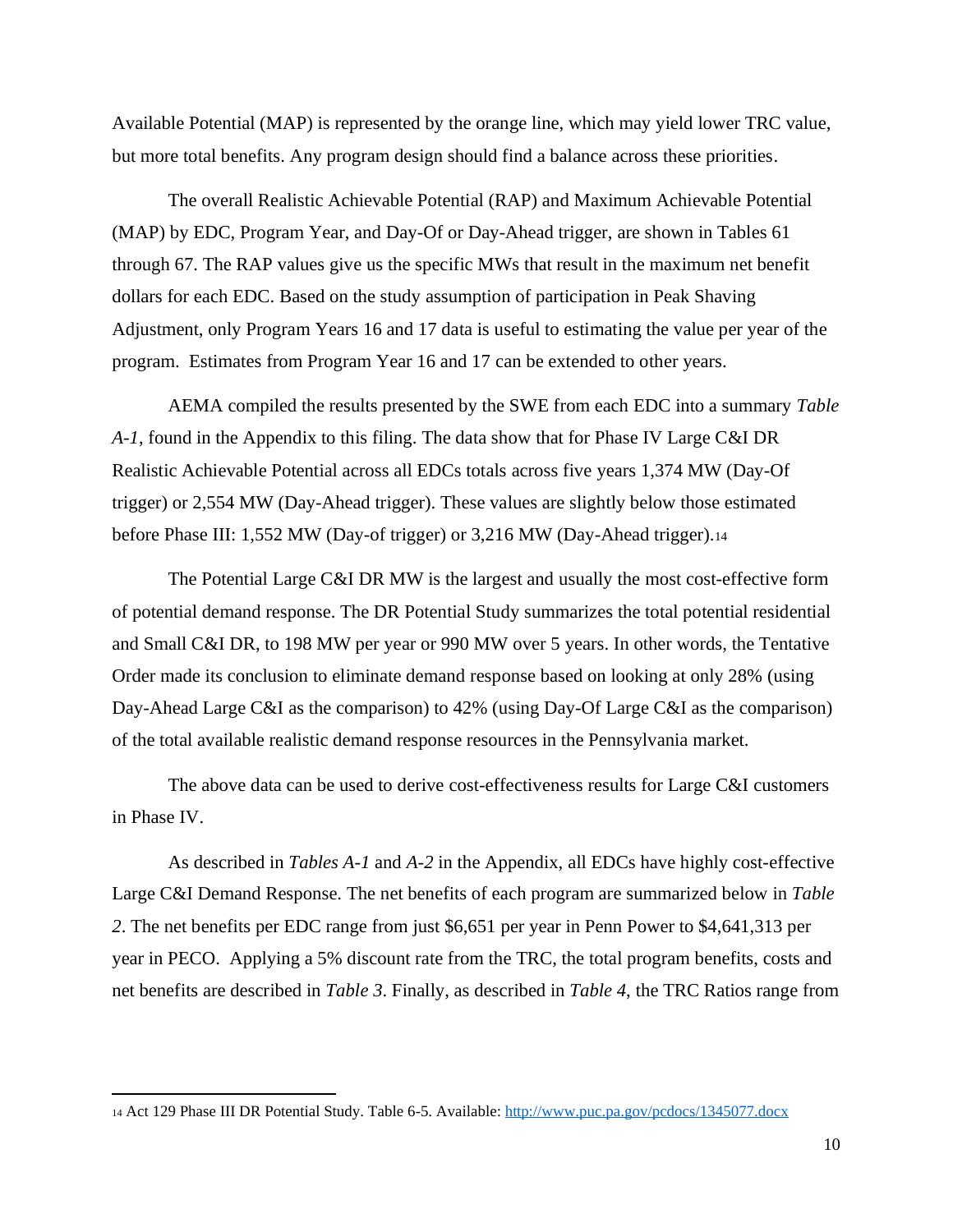Available Potential (MAP) is represented by the orange line, which may yield lower TRC value, but more total benefits. Any program design should find a balance across these priorities.

The overall Realistic Achievable Potential (RAP) and Maximum Achievable Potential (MAP) by EDC, Program Year, and Day-Of or Day-Ahead trigger, are shown in Tables 61 through 67. The RAP values give us the specific MWs that result in the maximum net benefit dollars for each EDC. Based on the study assumption of participation in Peak Shaving Adjustment, only Program Years 16 and 17 data is useful to estimating the value per year of the program. Estimates from Program Year 16 and 17 can be extended to other years.

AEMA compiled the results presented by the SWE from each EDC into a summary *Table A-1*, found in the Appendix to this filing. The data show that for Phase IV Large C&I DR Realistic Achievable Potential across all EDCs totals across five years 1,374 MW (Day-Of trigger) or 2,554 MW (Day-Ahead trigger). These values are slightly below those estimated before Phase III: 1,552 MW (Day-of trigger) or 3,216 MW (Day-Ahead trigger).[14]

The Potential Large C&I DR MW is the largest and usually the most cost-effective form of potential demand response. The DR Potential Study summarizes the total potential residential and Small C&I DR, to 198 MW per year or 990 MW over 5 years. In other words, the Tentative Order made its conclusion to eliminate demand response based on looking at only 28% (using Day-Ahead Large C&I as the comparison) to 42% (using Day-Of Large C&I as the comparison) of the total available realistic demand response resources in the Pennsylvania market.

The above data can be used to derive cost-effectiveness results for Large C&I customers in Phase IV.

As described in *Tables A-1* and *A-2* in the Appendix, all EDCs have highly cost-effective Large C&I Demand Response. The net benefits of each program are summarized below in *Table 2*. The net benefits per EDC range from just $6,651 per year in Penn Power to $4,641,313 per year in PECO. Applying a 5% discount rate from the TRC, the total program benefits, costs and net benefits are described in *Table 3*. Finally, as described in *Table 4*, the TRC Ratios range from

---

[14] Act 129 Phase III DR Potential Study. Table 6-5. Available: http://www.puc.pa.gov/pcdocs/1345077.docx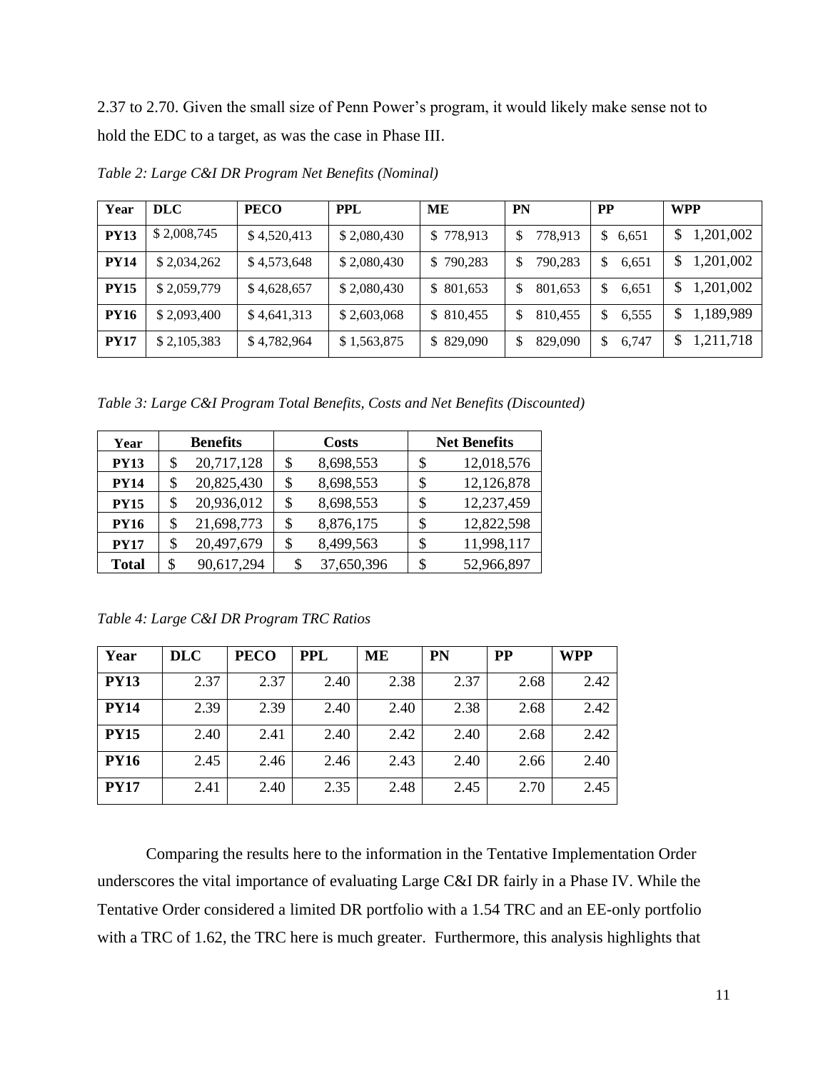2.37 to 2.70. Given the small size of Penn Power's program, it would likely make sense not to hold the EDC to a target, as was the case in Phase III.

*Table 2: Large C&I DR Program Net Benefits (Nominal)*

| Year | DLC | PECO | PPL | ME | PN | PP | WPP |
|---|---|---|---|---|---|---|---|
| **PY13** | $ 2,008,745 | $ 4,520,413 | $ 2,080,430 | $ 778,913 | $ 778,913 | $ 6,651 | $ 1,201,002 |
| **PY14** | $ 2,034,262 | $ 4,573,648 | $ 2,080,430 | $ 790,283 | $ 790,283 | $ 6,651 | $ 1,201,002 |
| **PY15** | $ 2,059,779 | $ 4,628,657 | $ 2,080,430 | $ 801,653 | $ 801,653 | $ 6,651 | $ 1,201,002 |
| **PY16** | $ 2,093,400 | $ 4,641,313 | $ 2,603,068 | $ 810,455 | $ 810,455 | $ 6,555 | $ 1,189,989 |
| **PY17** | $ 2,105,383 | $ 4,782,964 | $ 1,563,875 | $ 829,090 | $ 829,090 | $ 6,747 | $ 1,211,718 |

*Table 3: Large C&I Program Total Benefits, Costs and Net Benefits (Discounted)*

| Year | Benefits | Costs | Net Benefits |
|---|---|---|---|
| **PY13** | $ 20,717,128 | $ 8,698,553 | $ 12,018,576 |
| **PY14** | $ 20,825,430 | $ 8,698,553 | $ 12,126,878 |
| **PY15** | $ 20,936,012 | $ 8,698,553 | $ 12,237,459 |
| **PY16** | $ 21,698,773 | $ 8,876,175 | $ 12,822,598 |
| **PY17** | $ 20,497,679 | $ 8,499,563 | $ 11,998,117 |
| **Total** | $ 90,617,294 | $ 37,650,396 | $ 52,966,897 |

*Table 4: Large C&I DR Program TRC Ratios*

| Year | DLC | PECO | PPL | ME | PN | PP | WPP |
|---|---|---|---|---|---|---|---|
| **PY13** | 2.37 | 2.37 | 2.40 | 2.38 | 2.37 | 2.68 | 2.42 |
| **PY14** | 2.39 | 2.39 | 2.40 | 2.40 | 2.38 | 2.68 | 2.42 |
| **PY15** | 2.40 | 2.41 | 2.40 | 2.42 | 2.40 | 2.68 | 2.42 |
| **PY16** | 2.45 | 2.46 | 2.46 | 2.43 | 2.40 | 2.66 | 2.40 |
| **PY17** | 2.41 | 2.40 | 2.35 | 2.48 | 2.45 | 2.70 | 2.45 |

Comparing the results here to the information in the Tentative Implementation Order underscores the vital importance of evaluating Large C&I DR fairly in a Phase IV. While the Tentative Order considered a limited DR portfolio with a 1.54 TRC and an EE-only portfolio with a TRC of 1.62, the TRC here is much greater. Furthermore, this analysis highlights that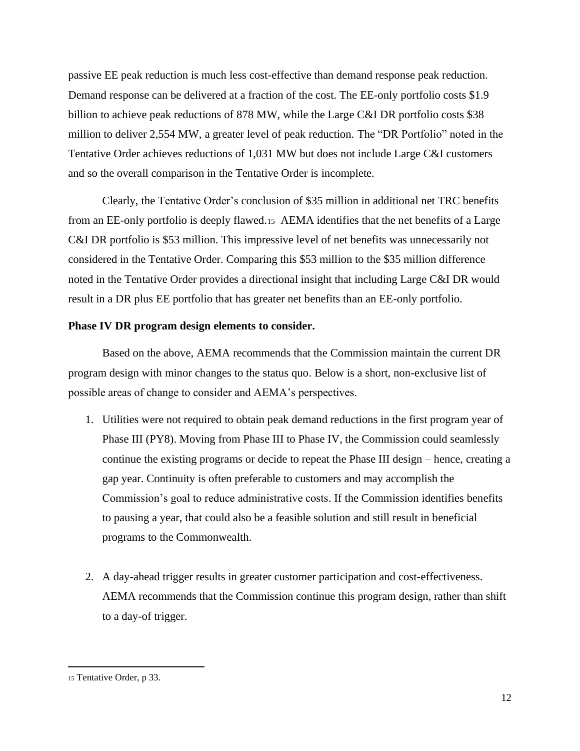passive EE peak reduction is much less cost-effective than demand response peak reduction. Demand response can be delivered at a fraction of the cost. The EE-only portfolio costs $1.9 billion to achieve peak reductions of 878 MW, while the Large C&I DR portfolio costs $38 million to deliver 2,554 MW, a greater level of peak reduction. The "DR Portfolio" noted in the Tentative Order achieves reductions of 1,031 MW but does not include Large C&I customers and so the overall comparison in the Tentative Order is incomplete.

Clearly, the Tentative Order's conclusion of $35 million in additional net TRC benefits from an EE-only portfolio is deeply flawed.[15] AEMA identifies that the net benefits of a Large C&I DR portfolio is $53 million. This impressive level of net benefits was unnecessarily not considered in the Tentative Order. Comparing this $53 million to the $35 million difference noted in the Tentative Order provides a directional insight that including Large C&I DR would result in a DR plus EE portfolio that has greater net benefits than an EE-only portfolio.

**Phase IV DR program design elements to consider.**

Based on the above, AEMA recommends that the Commission maintain the current DR program design with minor changes to the status quo. Below is a short, non-exclusive list of possible areas of change to consider and AEMA's perspectives.

1. Utilities were not required to obtain peak demand reductions in the first program year of Phase III (PY8). Moving from Phase III to Phase IV, the Commission could seamlessly continue the existing programs or decide to repeat the Phase III design – hence, creating a gap year. Continuity is often preferable to customers and may accomplish the Commission's goal to reduce administrative costs. If the Commission identifies benefits to pausing a year, that could also be a feasible solution and still result in beneficial programs to the Commonwealth.

2. A day-ahead trigger results in greater customer participation and cost-effectiveness. AEMA recommends that the Commission continue this program design, rather than shift to a day-of trigger.

[15] Tentative Order, p 33.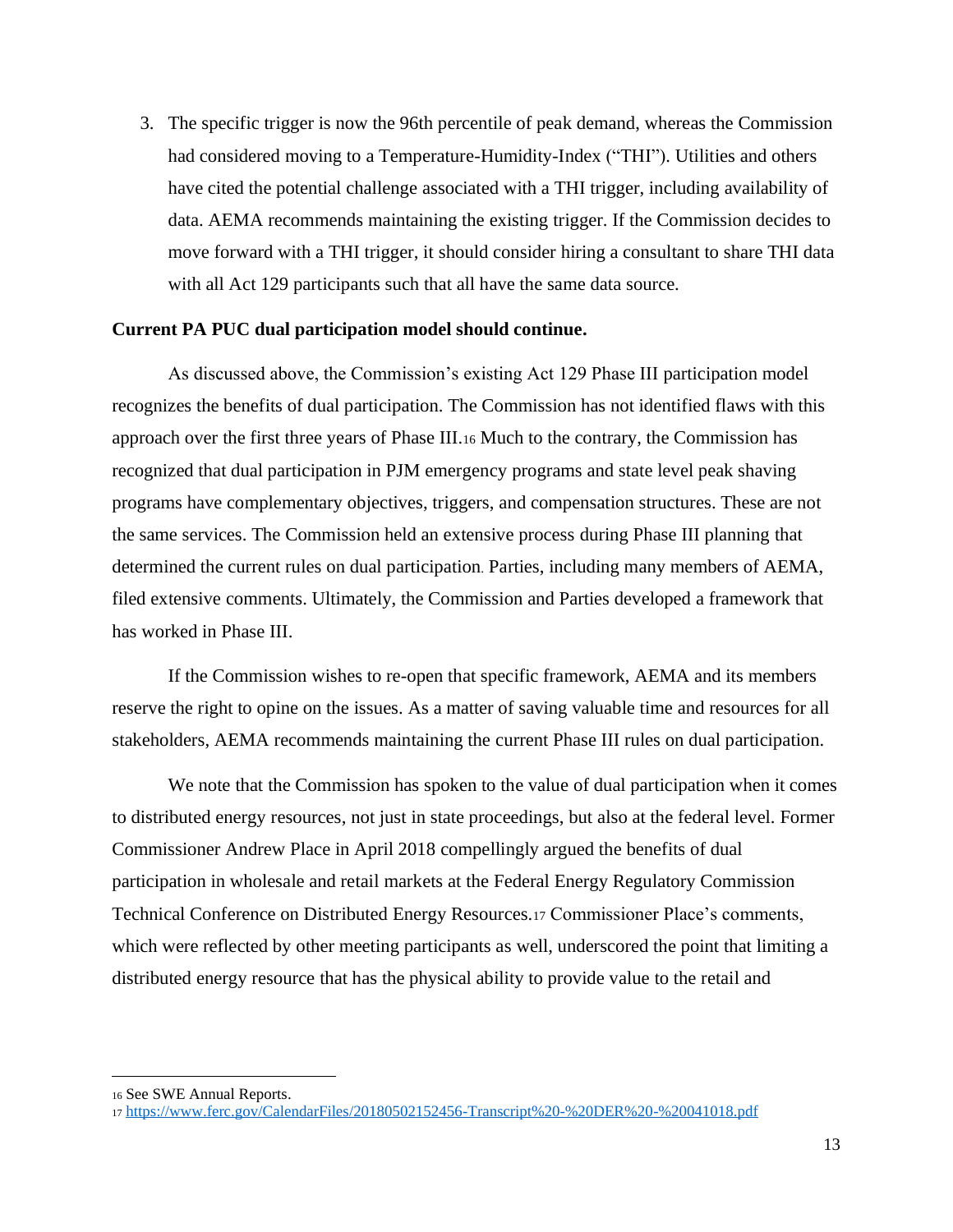3. The specific trigger is now the 96th percentile of peak demand, whereas the Commission had considered moving to a Temperature-Humidity-Index ("THI"). Utilities and others have cited the potential challenge associated with a THI trigger, including availability of data. AEMA recommends maintaining the existing trigger. If the Commission decides to move forward with a THI trigger, it should consider hiring a consultant to share THI data with all Act 129 participants such that all have the same data source.

**Current PA PUC dual participation model should continue.**

As discussed above, the Commission's existing Act 129 Phase III participation model recognizes the benefits of dual participation. The Commission has not identified flaws with this approach over the first three years of Phase III.[16] Much to the contrary, the Commission has recognized that dual participation in PJM emergency programs and state level peak shaving programs have complementary objectives, triggers, and compensation structures. These are not the same services. The Commission held an extensive process during Phase III planning that determined the current rules on dual participation. Parties, including many members of AEMA, filed extensive comments. Ultimately, the Commission and Parties developed a framework that has worked in Phase III.

If the Commission wishes to re-open that specific framework, AEMA and its members reserve the right to opine on the issues. As a matter of saving valuable time and resources for all stakeholders, AEMA recommends maintaining the current Phase III rules on dual participation.

We note that the Commission has spoken to the value of dual participation when it comes to distributed energy resources, not just in state proceedings, but also at the federal level. Former Commissioner Andrew Place in April 2018 compellingly argued the benefits of dual participation in wholesale and retail markets at the Federal Energy Regulatory Commission Technical Conference on Distributed Energy Resources.[17] Commissioner Place's comments, which were reflected by other meeting participants as well, underscored the point that limiting a distributed energy resource that has the physical ability to provide value to the retail and

---

[16] See SWE Annual Reports.

[17] https://www.ferc.gov/CalendarFiles/20180502152456-Transcript%20-%20DER%20-%20041018.pdf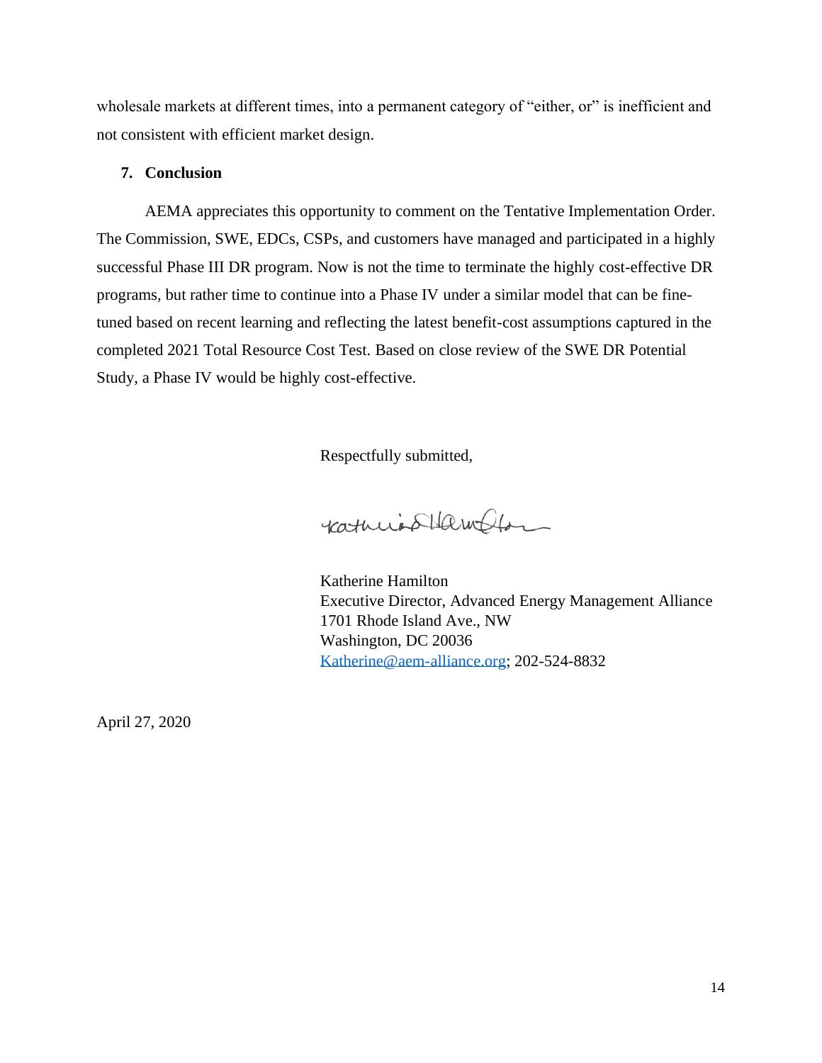wholesale markets at different times, into a permanent category of "either, or" is inefficient and not consistent with efficient market design.

## 7. Conclusion

AEMA appreciates this opportunity to comment on the Tentative Implementation Order. The Commission, SWE, EDCs, CSPs, and customers have managed and participated in a highly successful Phase III DR program. Now is not the time to terminate the highly cost-effective DR programs, but rather time to continue into a Phase IV under a similar model that can be fine-tuned based on recent learning and reflecting the latest benefit-cost assumptions captured in the completed 2021 Total Resource Cost Test. Based on close review of the SWE DR Potential Study, a Phase IV would be highly cost-effective.

Respectfully submitted,

Katherine Hamilton
Executive Director, Advanced Energy Management Alliance
1701 Rhode Island Ave., NW
Washington, DC 20036
Katherine@aem-alliance.org; 202-524-8832

April 27, 2020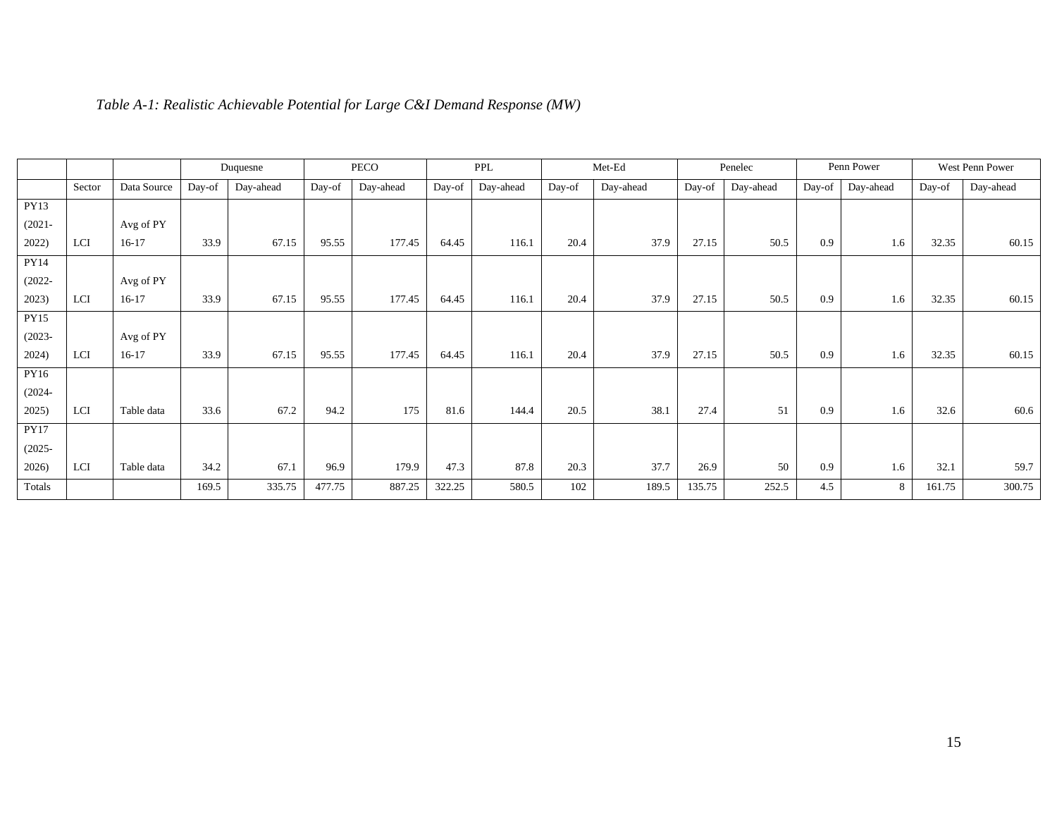*Table A-1: Realistic Achievable Potential for Large C&I Demand Response (MW)*

| | | | Duquesne | | PECO | | PPL | | Met-Ed | | Penelec | | Penn Power | | West Penn Power | |
|---|---|---|---|---|---|---|---|---|---|---|---|---|---|---|---|---|
| | Sector | Data Source | Day-of | Day-ahead | Day-of | Day-ahead | Day-of | Day-ahead | Day-of | Day-ahead | Day-of | Day-ahead | Day-of | Day-ahead | Day-of | Day-ahead |
| PY13 (2021-2022) | LCI | Avg of PY 16-17 | 33.9 | 67.15 | 95.55 | 177.45 | 64.45 | 116.1 | 20.4 | 37.9 | 27.15 | 50.5 | 0.9 | 1.6 | 32.35 | 60.15 |
| PY14 (2022-2023) | LCI | Avg of PY 16-17 | 33.9 | 67.15 | 95.55 | 177.45 | 64.45 | 116.1 | 20.4 | 37.9 | 27.15 | 50.5 | 0.9 | 1.6 | 32.35 | 60.15 |
| PY15 (2023-2024) | LCI | Avg of PY 16-17 | 33.9 | 67.15 | 95.55 | 177.45 | 64.45 | 116.1 | 20.4 | 37.9 | 27.15 | 50.5 | 0.9 | 1.6 | 32.35 | 60.15 |
| PY16 (2024-2025) | LCI | Table data | 33.6 | 67.2 | 94.2 | 175 | 81.6 | 144.4 | 20.5 | 38.1 | 27.4 | 51 | 0.9 | 1.6 | 32.6 | 60.6 |
| PY17 (2025-2026) | LCI | Table data | 34.2 | 67.1 | 96.9 | 179.9 | 47.3 | 87.8 | 20.3 | 37.7 | 26.9 | 50 | 0.9 | 1.6 | 32.1 | 59.7 |
| Totals | | | 169.5 | 335.75 | 477.75 | 887.25 | 322.25 | 580.5 | 102 | 189.5 | 135.75 | 252.5 | 4.5 | 8 | 161.75 | 300.75 |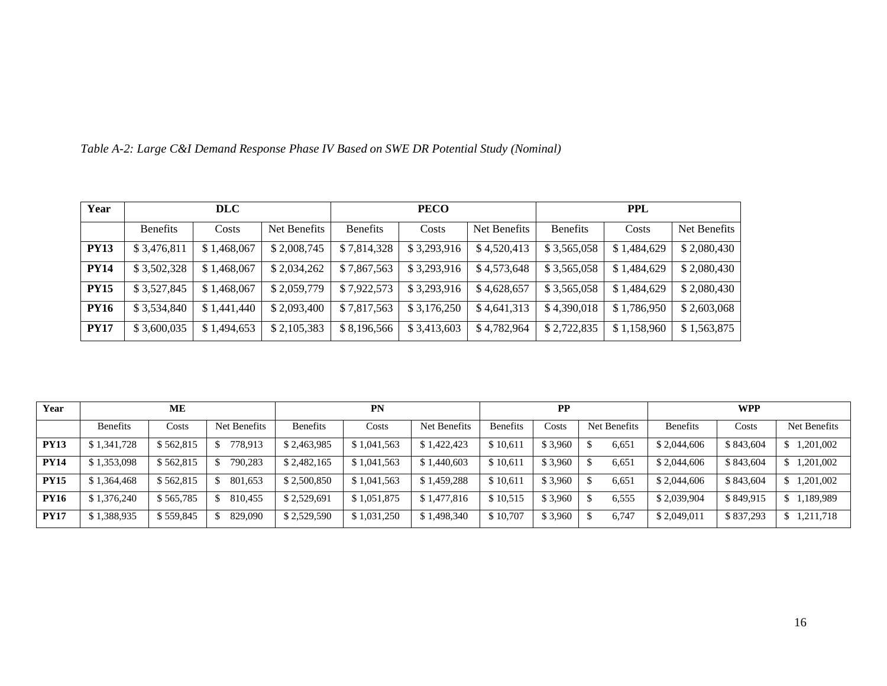*Table A-2: Large C&I Demand Response Phase IV Based on SWE DR Potential Study (Nominal)*

| Year | DLC | | | PECO | | | PPL | | |
|---|---|---|---|---|---|---|---|---|---|
| | Benefits | Costs | Net Benefits | Benefits | Costs | Net Benefits | Benefits | Costs | Net Benefits |
| **PY13** | $ 3,476,811 | $ 1,468,067 | $ 2,008,745 | $ 7,814,328 | $ 3,293,916 | $ 4,520,413 | $ 3,565,058 | $ 1,484,629 | $ 2,080,430 |
| **PY14** | $ 3,502,328 | $ 1,468,067 | $ 2,034,262 | $ 7,867,563 | $ 3,293,916 | $ 4,573,648 | $ 3,565,058 | $ 1,484,629 | $ 2,080,430 |
| **PY15** | $ 3,527,845 | $ 1,468,067 | $ 2,059,779 | $ 7,922,573 | $ 3,293,916 | $ 4,628,657 | $ 3,565,058 | $ 1,484,629 | $ 2,080,430 |
| **PY16** | $ 3,534,840 | $ 1,441,440 | $ 2,093,400 | $ 7,817,563 | $ 3,176,250 | $ 4,641,313 | $ 4,390,018 | $ 1,786,950 | $ 2,603,068 |
| **PY17** | $ 3,600,035 | $ 1,494,653 | $ 2,105,383 | $ 8,196,566 | $ 3,413,603 | $ 4,782,964 | $ 2,722,835 | $ 1,158,960 | $ 1,563,875 |

| Year | ME | | | PN | | | PP | | | WPP | | |
|---|---|---|---|---|---|---|---|---|---|---|---|---|
| | Benefits | Costs | Net Benefits | Benefits | Costs | Net Benefits | Benefits | Costs | Net Benefits | Benefits | Costs | Net Benefits |
| **PY13** | $ 1,341,728 | $ 562,815 | $ 778,913 | $ 2,463,985 | $ 1,041,563 | $ 1,422,423 | $ 10,611 | $ 3,960 | $ 6,651 | $ 2,044,606 | $ 843,604 | $ 1,201,002 |
| **PY14** | $ 1,353,098 | $ 562,815 | $ 790,283 | $ 2,482,165 | $ 1,041,563 | $ 1,440,603 | $ 10,611 | $ 3,960 | $ 6,651 | $ 2,044,606 | $ 843,604 | $ 1,201,002 |
| **PY15** | $ 1,364,468 | $ 562,815 | $ 801,653 | $ 2,500,850 | $ 1,041,563 | $ 1,459,288 | $ 10,611 | $ 3,960 | $ 6,651 | $ 2,044,606 | $ 843,604 | $ 1,201,002 |
| **PY16** | $ 1,376,240 | $ 565,785 | $ 810,455 | $ 2,529,691 | $ 1,051,875 | $ 1,477,816 | $ 10,515 | $ 3,960 | $ 6,555 | $ 2,039,904 | $ 849,915 | $ 1,189,989 |
| **PY17** | $ 1,388,935 | $ 559,845 | $ 829,090 | $ 2,529,590 | $ 1,031,250 | $ 1,498,340 | $ 10,707 | $ 3,960 | $ 6,747 | $ 2,049,011 | $ 837,293 | $ 1,211,718 |